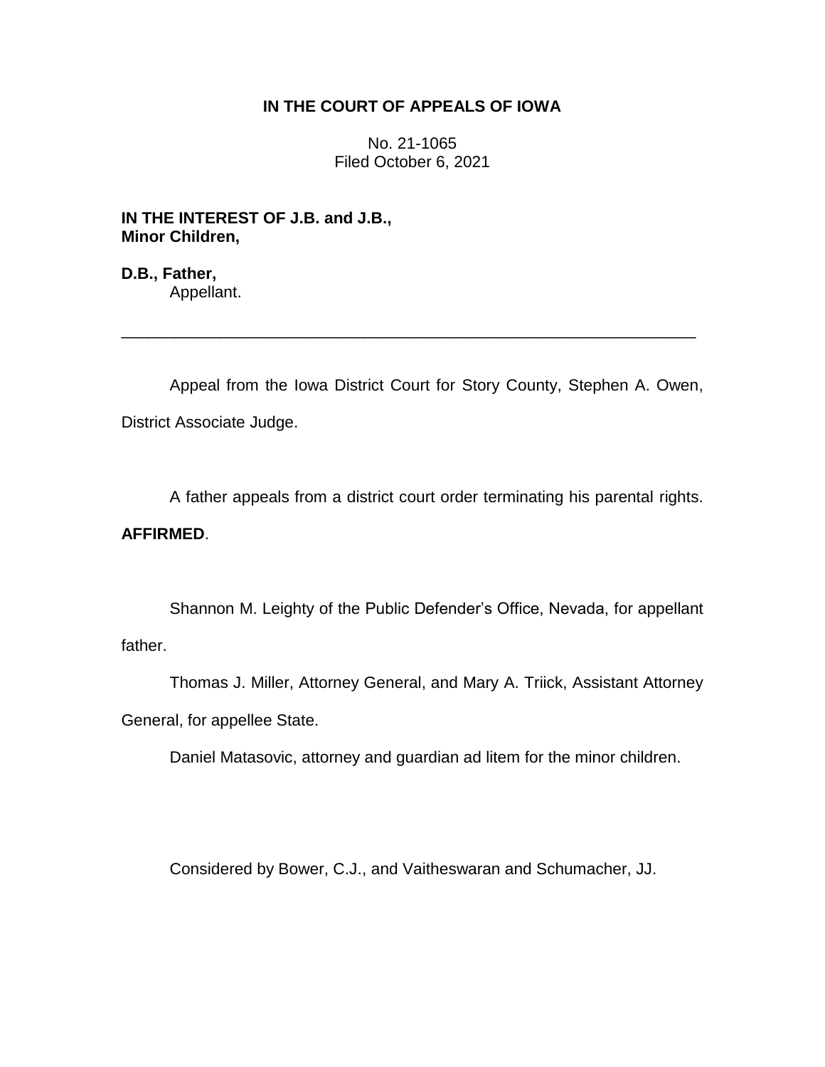# IN THE COURT OF APPEALS OF IOWA

No. 21-1065
Filed October 6, 2021

**IN THE INTEREST OF J.B. and J.B., Minor Children,**

**D.B., Father,**
Appellant.

---

Appeal from the Iowa District Court for Story County, Stephen A. Owen, District Associate Judge.

A father appeals from a district court order terminating his parental rights. **AFFIRMED**.

Shannon M. Leighty of the Public Defender's Office, Nevada, for appellant father.

Thomas J. Miller, Attorney General, and Mary A. Triick, Assistant Attorney General, for appellee State.

Daniel Matasovic, attorney and guardian ad litem for the minor children.

Considered by Bower, C.J., and Vaitheswaran and Schumacher, JJ.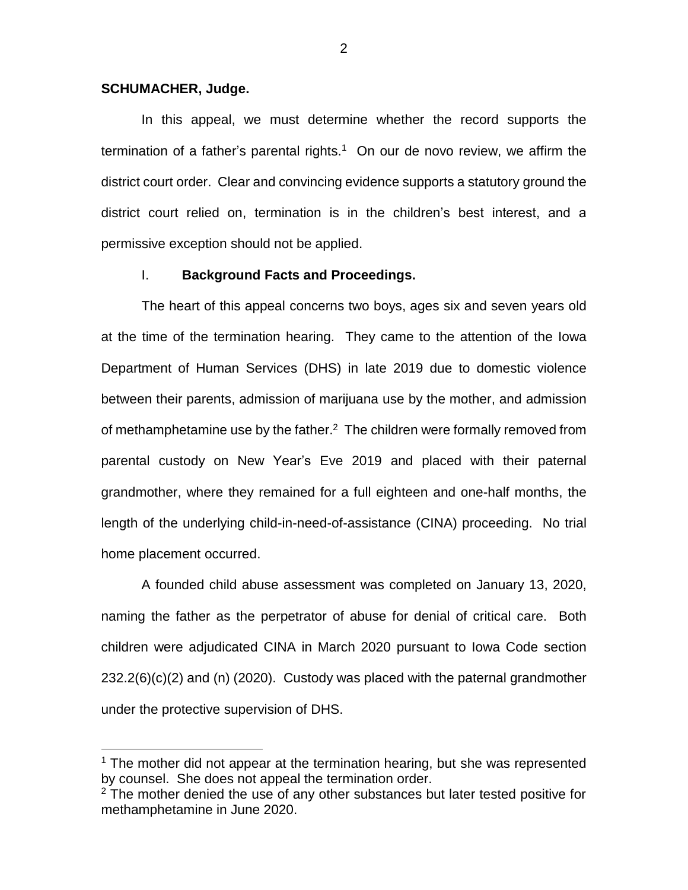**SCHUMACHER, Judge.**

In this appeal, we must determine whether the record supports the termination of a father's parental rights.[1] On our de novo review, we affirm the district court order. Clear and convincing evidence supports a statutory ground the district court relied on, termination is in the children's best interest, and a permissive exception should not be applied.

## I. **Background Facts and Proceedings.**

The heart of this appeal concerns two boys, ages six and seven years old at the time of the termination hearing. They came to the attention of the Iowa Department of Human Services (DHS) in late 2019 due to domestic violence between their parents, admission of marijuana use by the mother, and admission of methamphetamine use by the father.[2] The children were formally removed from parental custody on New Year's Eve 2019 and placed with their paternal grandmother, where they remained for a full eighteen and one-half months, the length of the underlying child-in-need-of-assistance (CINA) proceeding. No trial home placement occurred.

A founded child abuse assessment was completed on January 13, 2020, naming the father as the perpetrator of abuse for denial of critical care. Both children were adjudicated CINA in March 2020 pursuant to Iowa Code section 232.2(6)(c)(2) and (n) (2020). Custody was placed with the paternal grandmother under the protective supervision of DHS.

[1] The mother did not appear at the termination hearing, but she was represented by counsel. She does not appeal the termination order.

[2] The mother denied the use of any other substances but later tested positive for methamphetamine in June 2020.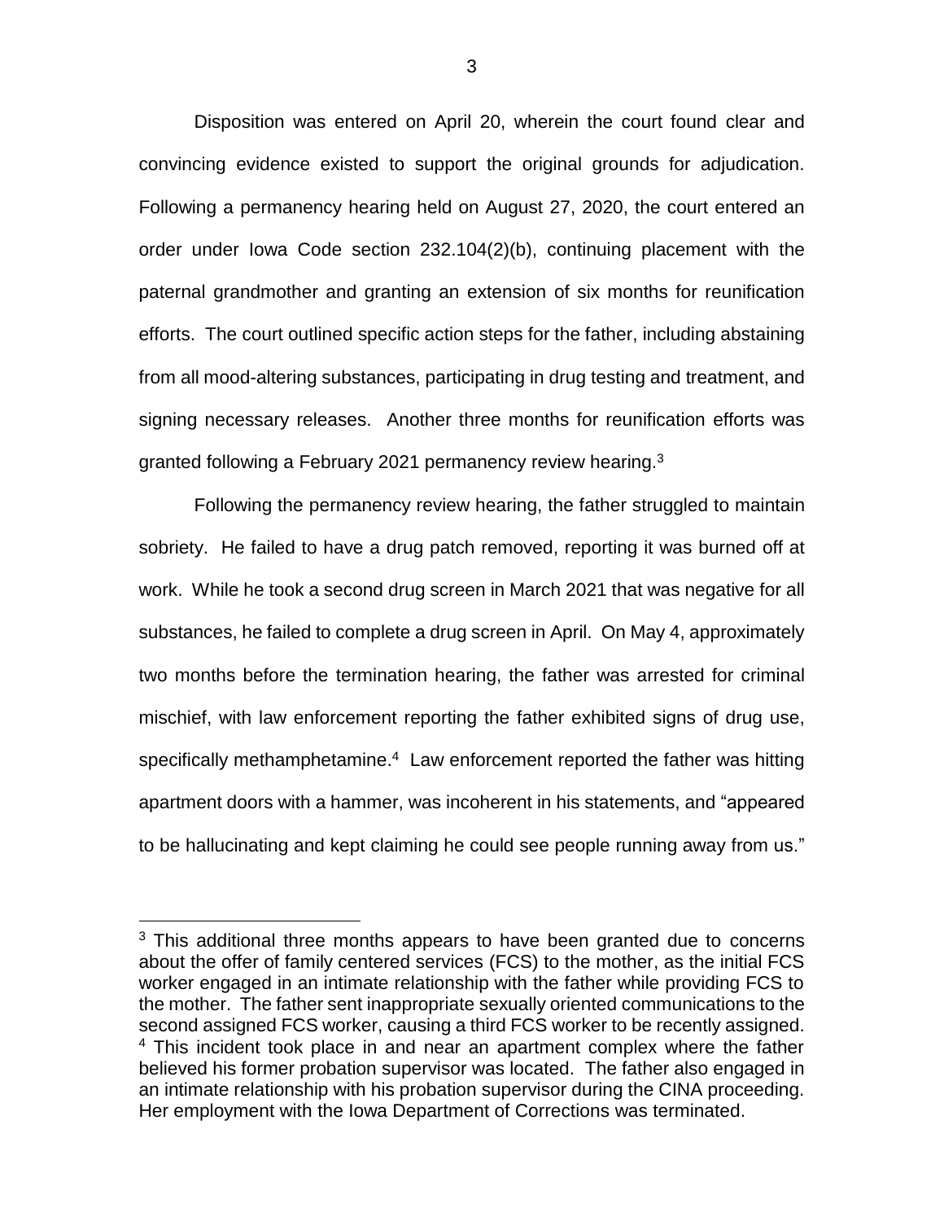Disposition was entered on April 20, wherein the court found clear and convincing evidence existed to support the original grounds for adjudication. Following a permanency hearing held on August 27, 2020, the court entered an order under Iowa Code section 232.104(2)(b), continuing placement with the paternal grandmother and granting an extension of six months for reunification efforts. The court outlined specific action steps for the father, including abstaining from all mood-altering substances, participating in drug testing and treatment, and signing necessary releases. Another three months for reunification efforts was granted following a February 2021 permanency review hearing.[3]

Following the permanency review hearing, the father struggled to maintain sobriety. He failed to have a drug patch removed, reporting it was burned off at work. While he took a second drug screen in March 2021 that was negative for all substances, he failed to complete a drug screen in April. On May 4, approximately two months before the termination hearing, the father was arrested for criminal mischief, with law enforcement reporting the father exhibited signs of drug use, specifically methamphetamine.[4] Law enforcement reported the father was hitting apartment doors with a hammer, was incoherent in his statements, and "appeared to be hallucinating and kept claiming he could see people running away from us."

---

[3] This additional three months appears to have been granted due to concerns about the offer of family centered services (FCS) to the mother, as the initial FCS worker engaged in an intimate relationship with the father while providing FCS to the mother. The father sent inappropriate sexually oriented communications to the second assigned FCS worker, causing a third FCS worker to be recently assigned.

[4] This incident took place in and near an apartment complex where the father believed his former probation supervisor was located. The father also engaged in an intimate relationship with his probation supervisor during the CINA proceeding. Her employment with the Iowa Department of Corrections was terminated.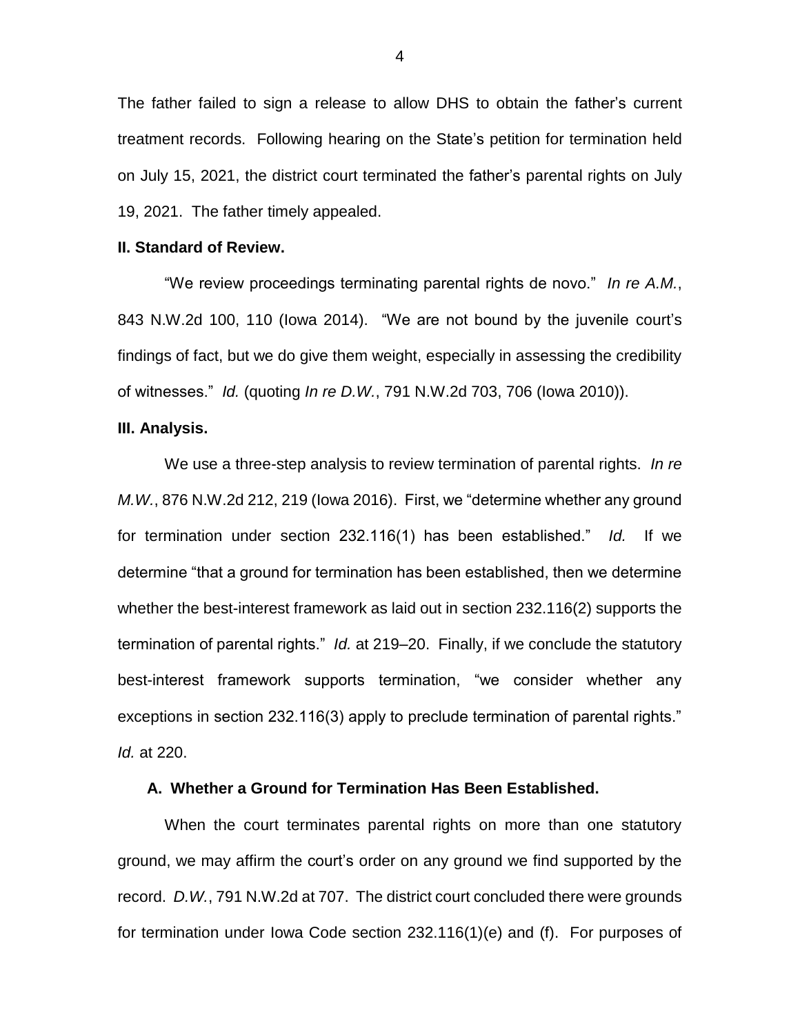The father failed to sign a release to allow DHS to obtain the father's current treatment records. Following hearing on the State's petition for termination held on July 15, 2021, the district court terminated the father's parental rights on July 19, 2021. The father timely appealed.

**II. Standard of Review.**

"We review proceedings terminating parental rights de novo." *In re A.M.*, 843 N.W.2d 100, 110 (Iowa 2014). "We are not bound by the juvenile court's findings of fact, but we do give them weight, especially in assessing the credibility of witnesses." *Id.* (quoting *In re D.W.*, 791 N.W.2d 703, 706 (Iowa 2010)).

**III. Analysis.**

We use a three-step analysis to review termination of parental rights. *In re M.W.*, 876 N.W.2d 212, 219 (Iowa 2016). First, we "determine whether any ground for termination under section 232.116(1) has been established." *Id.* If we determine "that a ground for termination has been established, then we determine whether the best-interest framework as laid out in section 232.116(2) supports the termination of parental rights." *Id.* at 219–20. Finally, if we conclude the statutory best-interest framework supports termination, "we consider whether any exceptions in section 232.116(3) apply to preclude termination of parental rights." *Id.* at 220.

**A. Whether a Ground for Termination Has Been Established.**

When the court terminates parental rights on more than one statutory ground, we may affirm the court's order on any ground we find supported by the record. *D.W.*, 791 N.W.2d at 707. The district court concluded there were grounds for termination under Iowa Code section 232.116(1)(e) and (f). For purposes of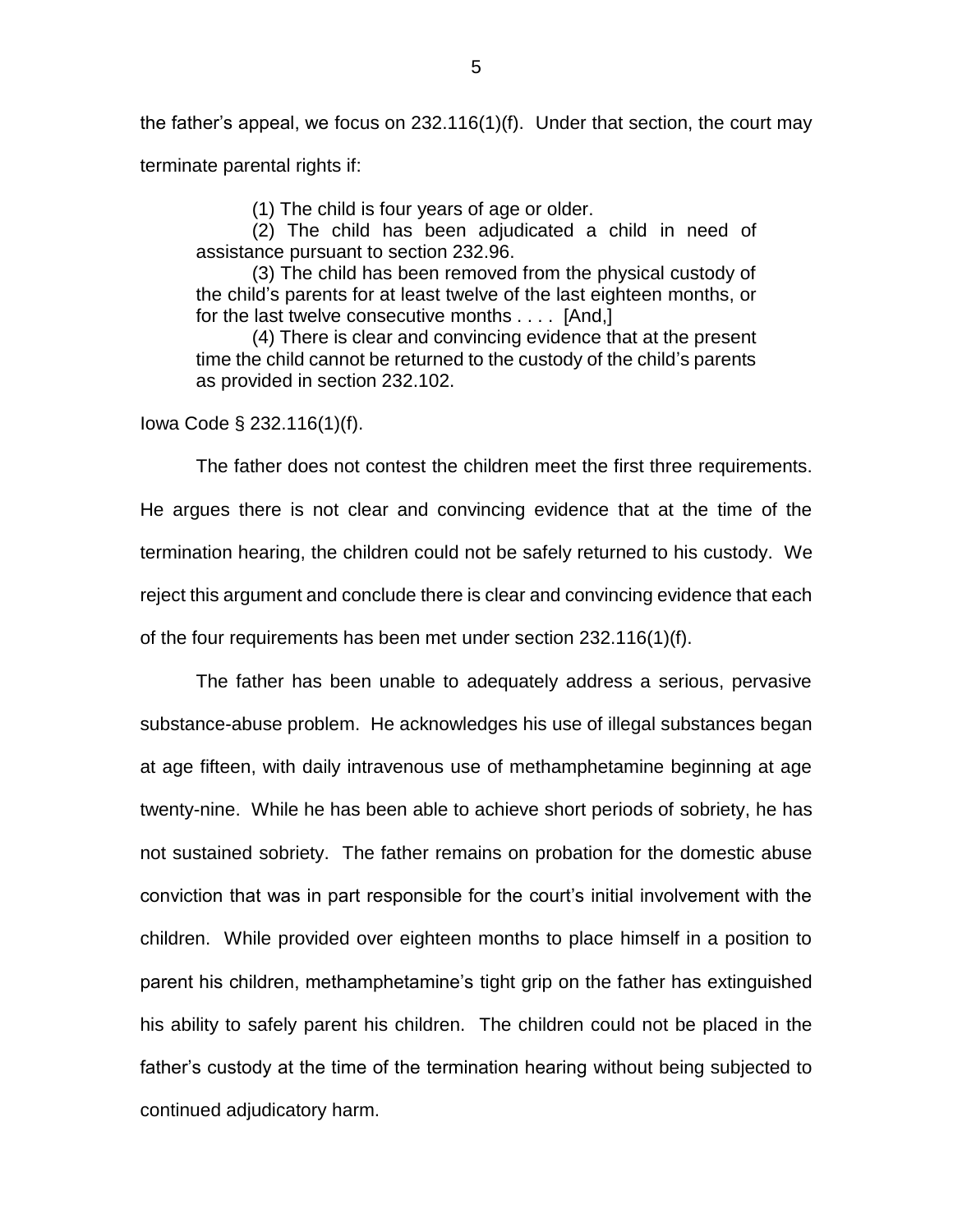the father's appeal, we focus on 232.116(1)(f). Under that section, the court may terminate parental rights if:

> (1) The child is four years of age or older.
>
> (2) The child has been adjudicated a child in need of assistance pursuant to section 232.96.
>
> (3) The child has been removed from the physical custody of the child's parents for at least twelve of the last eighteen months, or for the last twelve consecutive months . . . . [And,]
>
> (4) There is clear and convincing evidence that at the present time the child cannot be returned to the custody of the child's parents as provided in section 232.102.

Iowa Code § 232.116(1)(f).

The father does not contest the children meet the first three requirements. He argues there is not clear and convincing evidence that at the time of the termination hearing, the children could not be safely returned to his custody. We reject this argument and conclude there is clear and convincing evidence that each of the four requirements has been met under section 232.116(1)(f).

The father has been unable to adequately address a serious, pervasive substance-abuse problem. He acknowledges his use of illegal substances began at age fifteen, with daily intravenous use of methamphetamine beginning at age twenty-nine. While he has been able to achieve short periods of sobriety, he has not sustained sobriety. The father remains on probation for the domestic abuse conviction that was in part responsible for the court's initial involvement with the children. While provided over eighteen months to place himself in a position to parent his children, methamphetamine's tight grip on the father has extinguished his ability to safely parent his children. The children could not be placed in the father's custody at the time of the termination hearing without being subjected to continued adjudicatory harm.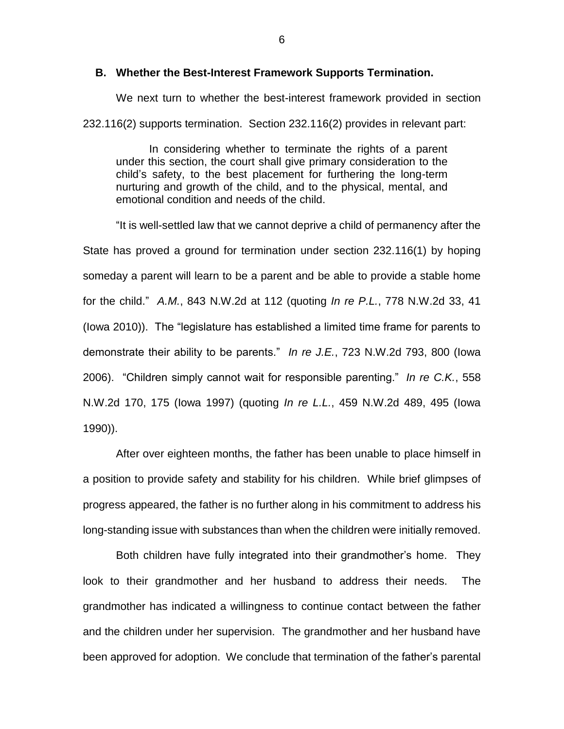### B. Whether the Best-Interest Framework Supports Termination.

We next turn to whether the best-interest framework provided in section 232.116(2) supports termination. Section 232.116(2) provides in relevant part:

> In considering whether to terminate the rights of a parent under this section, the court shall give primary consideration to the child's safety, to the best placement for furthering the long-term nurturing and growth of the child, and to the physical, mental, and emotional condition and needs of the child.

"It is well-settled law that we cannot deprive a child of permanency after the State has proved a ground for termination under section 232.116(1) by hoping someday a parent will learn to be a parent and be able to provide a stable home for the child." *A.M.*, 843 N.W.2d at 112 (quoting *In re P.L.*, 778 N.W.2d 33, 41 (Iowa 2010)). The "legislature has established a limited time frame for parents to demonstrate their ability to be parents." *In re J.E.*, 723 N.W.2d 793, 800 (Iowa 2006). "Children simply cannot wait for responsible parenting." *In re C.K.*, 558 N.W.2d 170, 175 (Iowa 1997) (quoting *In re L.L.*, 459 N.W.2d 489, 495 (Iowa 1990)).

After over eighteen months, the father has been unable to place himself in a position to provide safety and stability for his children. While brief glimpses of progress appeared, the father is no further along in his commitment to address his long-standing issue with substances than when the children were initially removed.

Both children have fully integrated into their grandmother's home. They look to their grandmother and her husband to address their needs. The grandmother has indicated a willingness to continue contact between the father and the children under her supervision. The grandmother and her husband have been approved for adoption. We conclude that termination of the father's parental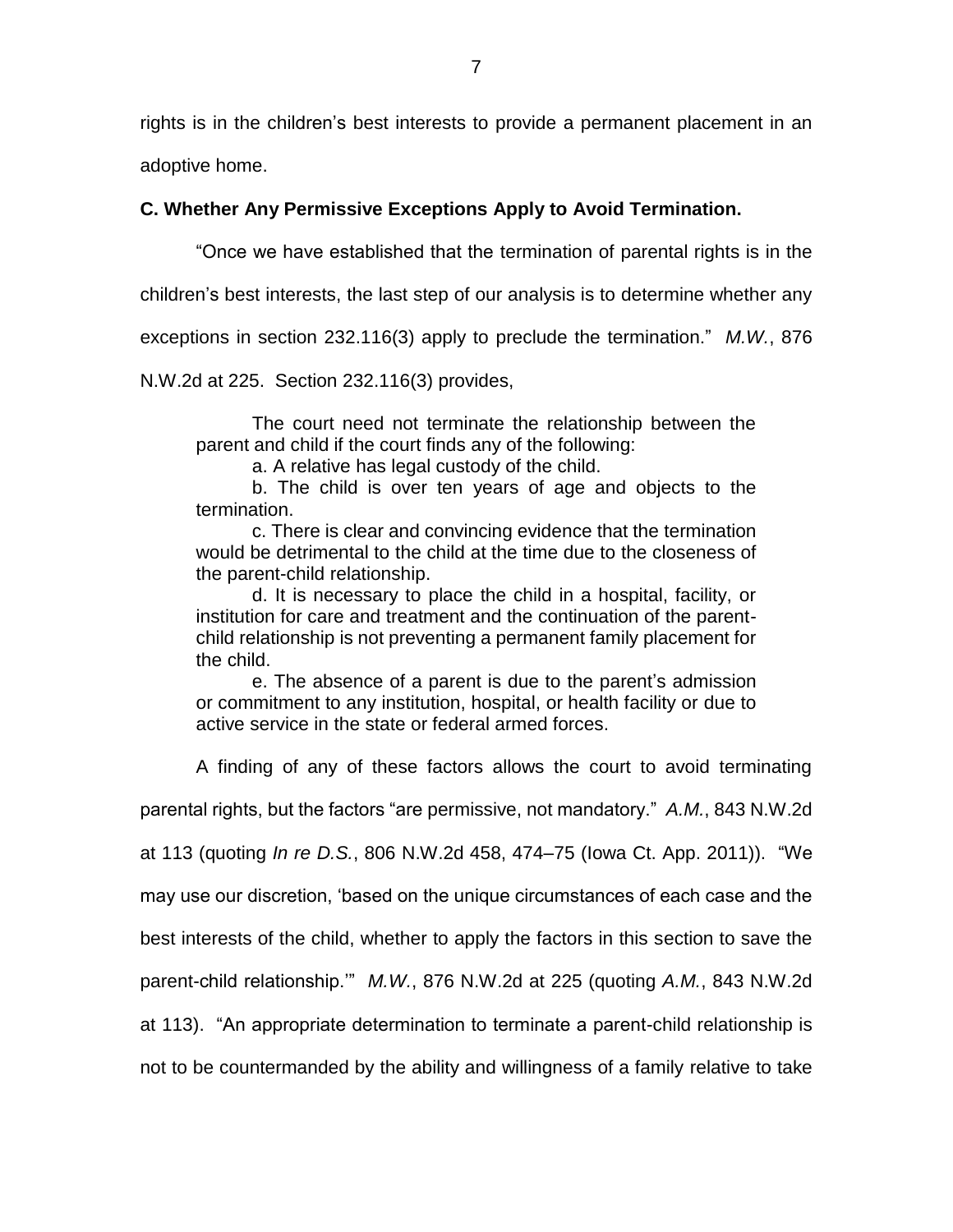rights is in the children's best interests to provide a permanent placement in an adoptive home.

**C. Whether Any Permissive Exceptions Apply to Avoid Termination.**

"Once we have established that the termination of parental rights is in the children's best interests, the last step of our analysis is to determine whether any exceptions in section 232.116(3) apply to preclude the termination." *M.W.*, 876 N.W.2d at 225. Section 232.116(3) provides,

> The court need not terminate the relationship between the parent and child if the court finds any of the following:
>
> a. A relative has legal custody of the child.
>
> b. The child is over ten years of age and objects to the termination.
>
> c. There is clear and convincing evidence that the termination would be detrimental to the child at the time due to the closeness of the parent-child relationship.
>
> d. It is necessary to place the child in a hospital, facility, or institution for care and treatment and the continuation of the parent-child relationship is not preventing a permanent family placement for the child.
>
> e. The absence of a parent is due to the parent's admission or commitment to any institution, hospital, or health facility or due to active service in the state or federal armed forces.

A finding of any of these factors allows the court to avoid terminating parental rights, but the factors "are permissive, not mandatory." *A.M.*, 843 N.W.2d at 113 (quoting *In re D.S.*, 806 N.W.2d 458, 474–75 (Iowa Ct. App. 2011)). "We may use our discretion, 'based on the unique circumstances of each case and the best interests of the child, whether to apply the factors in this section to save the parent-child relationship.'" *M.W.*, 876 N.W.2d at 225 (quoting *A.M.*, 843 N.W.2d at 113). "An appropriate determination to terminate a parent-child relationship is not to be countermanded by the ability and willingness of a family relative to take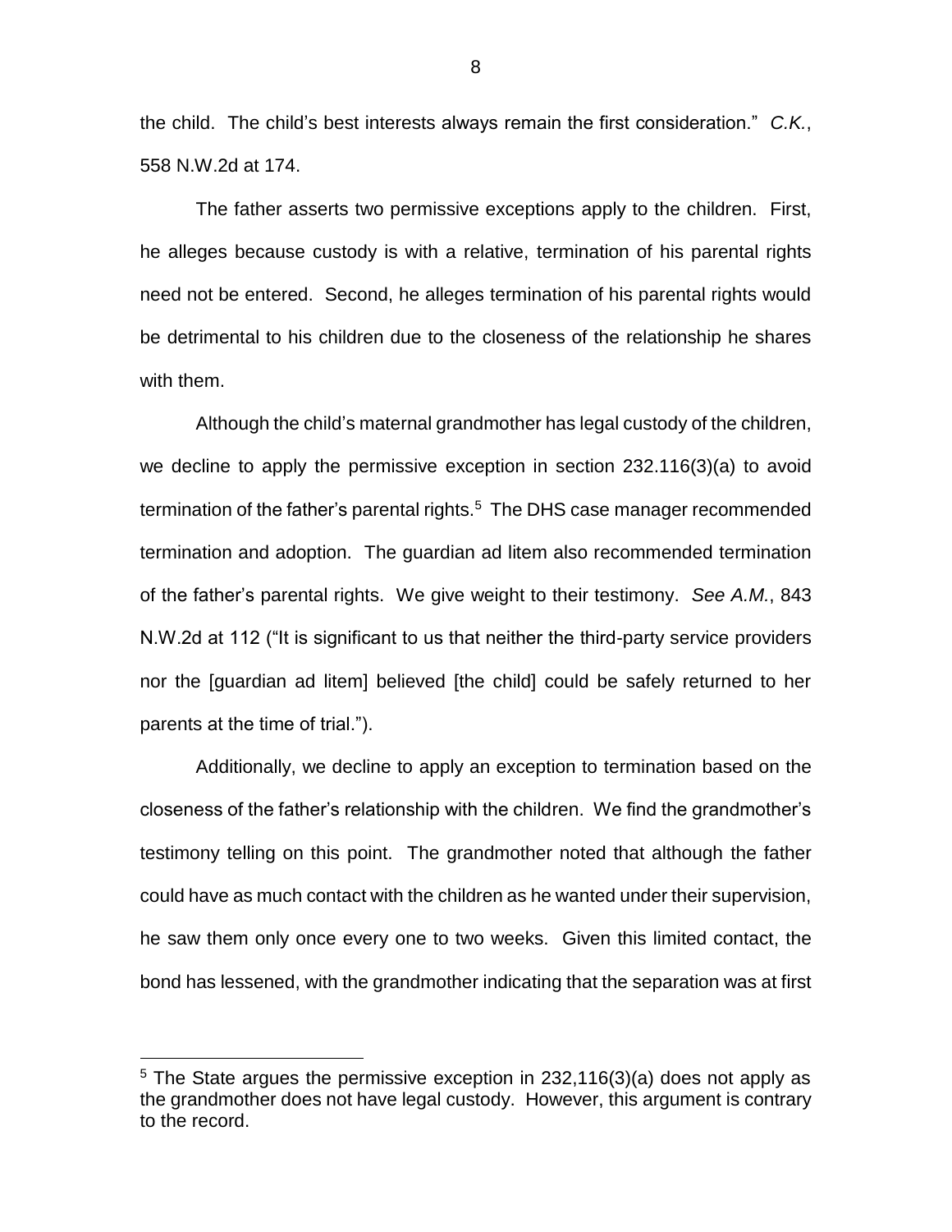the child. The child's best interests always remain the first consideration." *C.K.*, 558 N.W.2d at 174.

The father asserts two permissive exceptions apply to the children. First, he alleges because custody is with a relative, termination of his parental rights need not be entered. Second, he alleges termination of his parental rights would be detrimental to his children due to the closeness of the relationship he shares with them.

Although the child's maternal grandmother has legal custody of the children, we decline to apply the permissive exception in section 232.116(3)(a) to avoid termination of the father's parental rights.[5] The DHS case manager recommended termination and adoption. The guardian ad litem also recommended termination of the father's parental rights. We give weight to their testimony. *See A.M.*, 843 N.W.2d at 112 ("It is significant to us that neither the third-party service providers nor the [guardian ad litem] believed [the child] could be safely returned to her parents at the time of trial.").

Additionally, we decline to apply an exception to termination based on the closeness of the father's relationship with the children. We find the grandmother's testimony telling on this point. The grandmother noted that although the father could have as much contact with the children as he wanted under their supervision, he saw them only once every one to two weeks. Given this limited contact, the bond has lessened, with the grandmother indicating that the separation was at first

---

[5] The State argues the permissive exception in 232,116(3)(a) does not apply as the grandmother does not have legal custody. However, this argument is contrary to the record.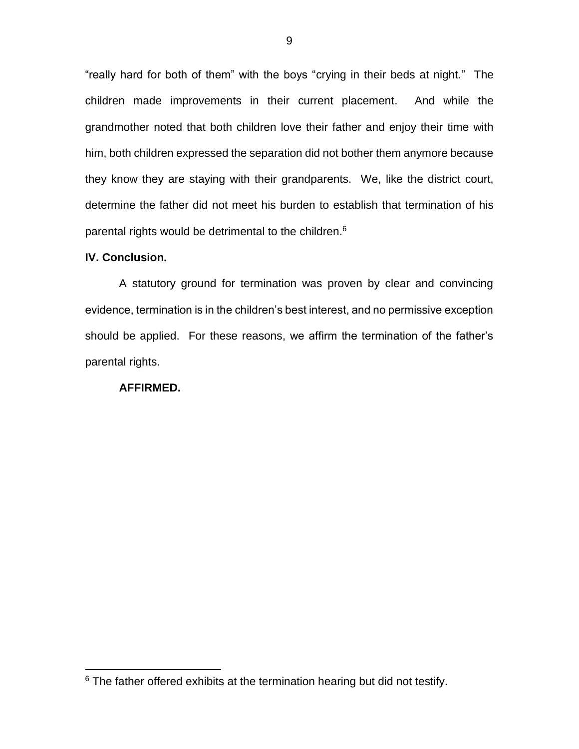"really hard for both of them" with the boys "crying in their beds at night." The children made improvements in their current placement. And while the grandmother noted that both children love their father and enjoy their time with him, both children expressed the separation did not bother them anymore because they know they are staying with their grandparents. We, like the district court, determine the father did not meet his burden to establish that termination of his parental rights would be detrimental to the children.[6]

**IV. Conclusion.**

A statutory ground for termination was proven by clear and convincing evidence, termination is in the children's best interest, and no permissive exception should be applied. For these reasons, we affirm the termination of the father's parental rights.

**AFFIRMED.**

---

[6] The father offered exhibits at the termination hearing but did not testify.